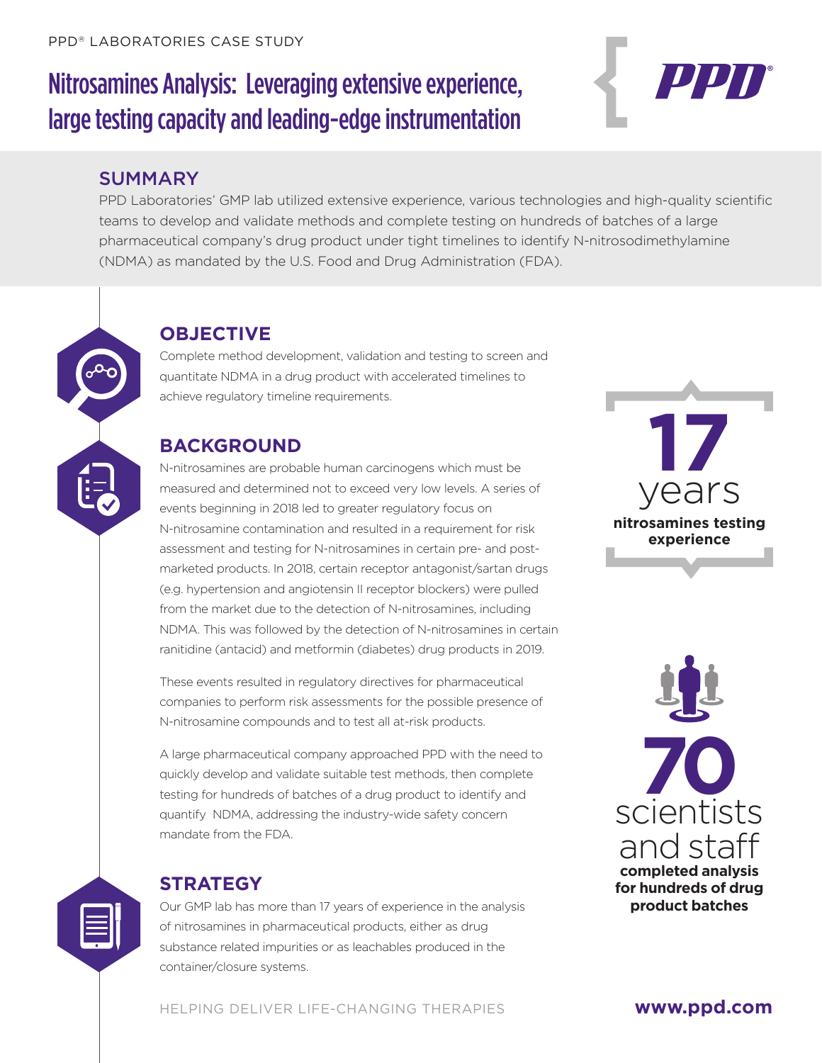PPD® LABORATORIES CASE STUDY

# Nitrosamines Analysis: Leveraging extensive experience, large testing capacity and leading-edge instrumentation

PPD®

## SUMMARY

PPD Laboratories' GMP lab utilized extensive experience, various technologies and high-quality scientific teams to develop and validate methods and complete testing on hundreds of batches of a large pharmaceutical company's drug product under tight timelines to identify N-nitrosodimethylamine (NDMA) as mandated by the U.S. Food and Drug Administration (FDA).

## OBJECTIVE

Complete method development, validation and testing to screen and quantitate NDMA in a drug product with accelerated timelines to achieve regulatory timeline requirements.

## BACKGROUND

N-nitrosamines are probable human carcinogens which must be measured and determined not to exceed very low levels. A series of events beginning in 2018 led to greater regulatory focus on N-nitrosamine contamination and resulted in a requirement for risk assessment and testing for N-nitrosamines in certain pre- and post-marketed products. In 2018, certain receptor antagonist/sartan drugs (e.g. hypertension and angiotensin II receptor blockers) were pulled from the market due to the detection of N-nitrosamines, including NDMA. This was followed by the detection of N-nitrosamines in certain ranitidine (antacid) and metformin (diabetes) drug products in 2019.

These events resulted in regulatory directives for pharmaceutical companies to perform risk assessments for the possible presence of N-nitrosamine compounds and to test all at-risk products.

A large pharmaceutical company approached PPD with the need to quickly develop and validate suitable test methods, then complete testing for hundreds of batches of a drug product to identify and quantify NDMA, addressing the industry-wide safety concern mandate from the FDA.

## STRATEGY

Our GMP lab has more than 17 years of experience in the analysis of nitrosamines in pharmaceutical products, either as drug substance related impurities or as leachables produced in the container/closure systems.

**17** years **nitrosamines testing experience**

**70** scientists and staff **completed analysis for hundreds of drug product batches**

HELPING DELIVER LIFE-CHANGING THERAPIES

**www.ppd.com**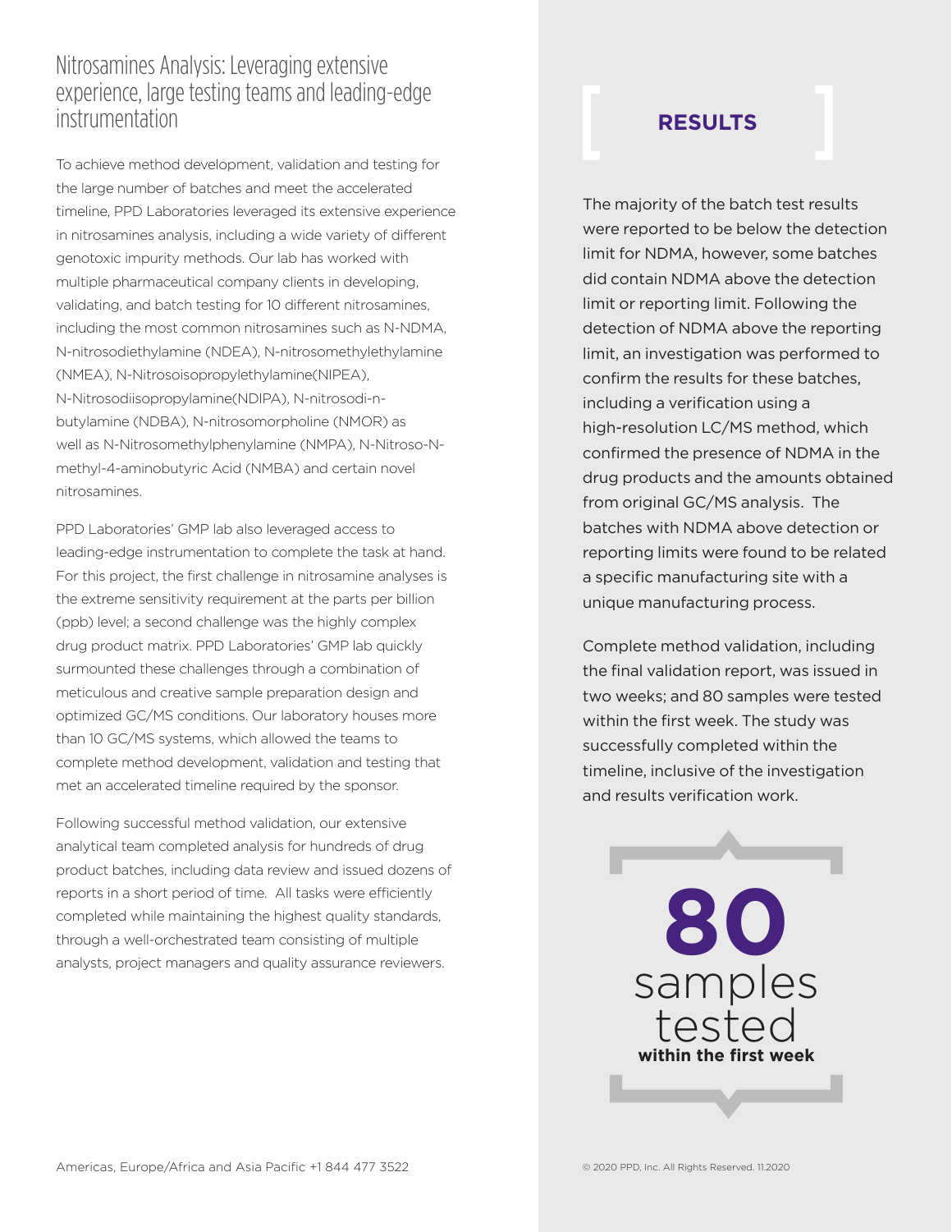## Nitrosamines Analysis: Leveraging extensive experience, large testing teams and leading-edge instrumentation

To achieve method development, validation and testing for the large number of batches and meet the accelerated timeline, PPD Laboratories leveraged its extensive experience in nitrosamines analysis, including a wide variety of different genotoxic impurity methods. Our lab has worked with multiple pharmaceutical company clients in developing, validating, and batch testing for 10 different nitrosamines, including the most common nitrosamines such as N-NDMA, N-nitrosodiethylamine (NDEA), N-nitrosomethylethylamine (NMEA), N-Nitrosoisopropylethylamine(NIPEA), N-Nitrosodiisopropylamine(NDIPA), N-nitrosodi-n-butylamine (NDBA), N-nitrosomorpholine (NMOR) as well as N-Nitrosomethylphenylamine (NMPA), N-Nitroso-N-methyl-4-aminobutyric Acid (NMBA) and certain novel nitrosamines.

PPD Laboratories' GMP lab also leveraged access to leading-edge instrumentation to complete the task at hand. For this project, the first challenge in nitrosamine analyses is the extreme sensitivity requirement at the parts per billion (ppb) level; a second challenge was the highly complex drug product matrix. PPD Laboratories' GMP lab quickly surmounted these challenges through a combination of meticulous and creative sample preparation design and optimized GC/MS conditions. Our laboratory houses more than 10 GC/MS systems, which allowed the teams to complete method development, validation and testing that met an accelerated timeline required by the sponsor.

Following successful method validation, our extensive analytical team completed analysis for hundreds of drug product batches, including data review and issued dozens of reports in a short period of time. All tasks were efficiently completed while maintaining the highest quality standards, through a well-orchestrated team consisting of multiple analysts, project managers and quality assurance reviewers.

Americas, Europe/Africa and Asia Pacific +1 844 477 3522

## RESULTS

The majority of the batch test results were reported to be below the detection limit for NDMA, however, some batches did contain NDMA above the detection limit or reporting limit. Following the detection of NDMA above the reporting limit, an investigation was performed to confirm the results for these batches, including a verification using a high-resolution LC/MS method, which confirmed the presence of NDMA in the drug products and the amounts obtained from original GC/MS analysis. The batches with NDMA above detection or reporting limits were found to be related a specific manufacturing site with a unique manufacturing process.

Complete method validation, including the final validation report, was issued in two weeks; and 80 samples were tested within the first week. The study was successfully completed within the timeline, inclusive of the investigation and results verification work.

**80**
samples tested
**within the first week**

© 2020 PPD, Inc. All Rights Reserved. 11.2020